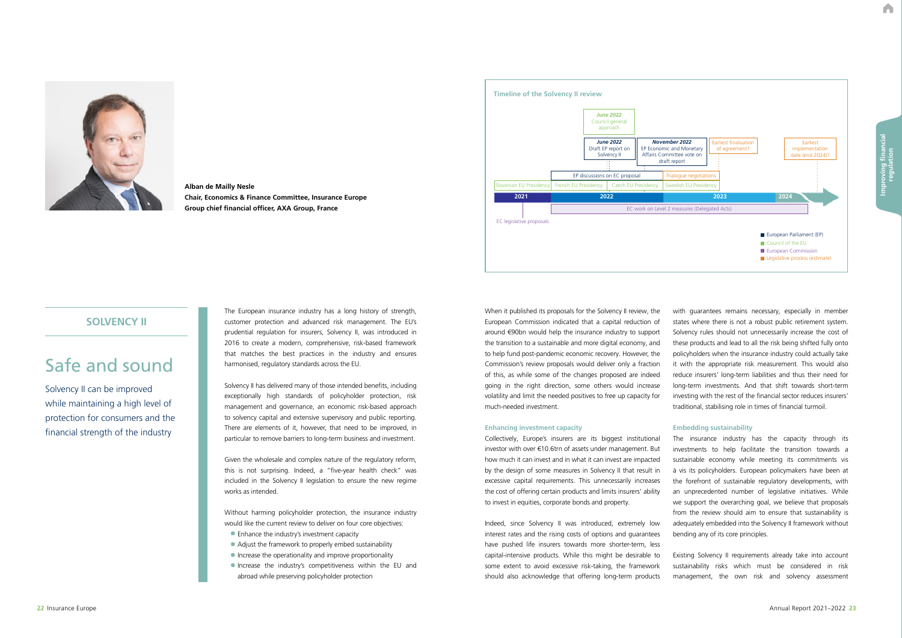Alban de Mailly Nesle
**Chair, Economics & Finance Committee, Insurance Europe**
**Group chief financial officer, AXA Group, France**

## SOLVENCY II

# Safe and sound

Solvency II can be improved while maintaining a high level of protection for consumers and the financial strength of the industry

The European insurance industry has a long history of strength, customer protection and advanced risk management. The EU's prudential regulation for insurers, Solvency II, was introduced in 2016 to create a modern, comprehensive, risk-based framework that matches the best practices in the industry and ensures harmonised, regulatory standards across the EU.

Solvency II has delivered many of those intended benefits, including exceptionally high standards of policyholder protection, risk management and governance, an economic risk-based approach to solvency capital and extensive supervisory and public reporting. There are elements of it, however, that need to be improved, in particular to remove barriers to long-term business and investment.

Given the wholesale and complex nature of the regulatory reform, this is not surprising. Indeed, a "five-year health check" was included in the Solvency II legislation to ensure the new regime works as intended.

Without harming policyholder protection, the insurance industry would like the current review to deliver on four core objectives:

- Enhance the industry's investment capacity
- Adjust the framework to properly embed sustainability
- Increase the operationality and improve proportionality
- Increase the industry's competitiveness within the EU and abroad while preserving policyholder protection

**Timeline of the Solvency II review**

- 2021: Slovenian EU Presidency; EC legislative proposals
- 2022: French EU Presidency; Czech EU Presidency; EP discussions on EC proposal; *June 2022* Council general approach; *June 2022* Draft EP report on Solvency II; *November 2022* EP Economic and Monetary Affairs Committee vote on draft report
- 2023: Swedish EU Presidency; Trialogue negotiations; Earliest finalisation of agreement?
- 2024: Earliest implementation date (end 2024)?
- 2022–2024: EC work on Level 2 measures (Delegated Acts)

Legend: European Parliament (EP); Council of the EU; European Commission; Legislative process (estimate)

When it published its proposals for the Solvency II review, the European Commission indicated that a capital reduction of around €90bn would help the insurance industry to support the transition to a sustainable and more digital economy, and to help fund post-pandemic economic recovery. However, the Commission's review proposals would deliver only a fraction of this, as while some of the changes proposed are indeed going in the right direction, some others would increase volatility and limit the needed positives to free up capacity for much-needed investment.

### Enhancing investment capacity

Collectively, Europe's insurers are its biggest institutional investor with over €10.6trn of assets under management. But how much it can invest and in what it can invest are impacted by the design of some measures in Solvency II that result in excessive capital requirements. This unnecessarily increases the cost of offering certain products and limits insurers' ability to invest in equities, corporate bonds and property.

Indeed, since Solvency II was introduced, extremely low interest rates and the rising costs of options and guarantees have pushed life insurers towards more shorter-term, less capital-intensive products. While this might be desirable to some extent to avoid excessive risk-taking, the framework should also acknowledge that offering long-term products with guarantees remains necessary, especially in member states where there is not a robust public retirement system. Solvency rules should not unnecessarily increase the cost of these products and lead to all the risk being shifted fully onto policyholders when the insurance industry could actually take it with the appropriate risk measurement. This would also reduce insurers' long-term liabilities and thus their need for long-term investments. And that shift towards short-term investing with the rest of the financial sector reduces insurers' traditional, stabilising role in times of financial turmoil.

### Embedding sustainability

The insurance industry has the capacity through its investments to help facilitate the transition towards a sustainable economy while meeting its commitments vis à vis its policyholders. European policymakers have been at the forefront of sustainable regulatory developments, with an unprecedented number of legislative initiatives. While we support the overarching goal, we believe that proposals from the review should aim to ensure that sustainability is adequately embedded into the Solvency II framework without bending any of its core principles.

Existing Solvency II requirements already take into account sustainability risks which must be considered in risk management, the own risk and solvency assessment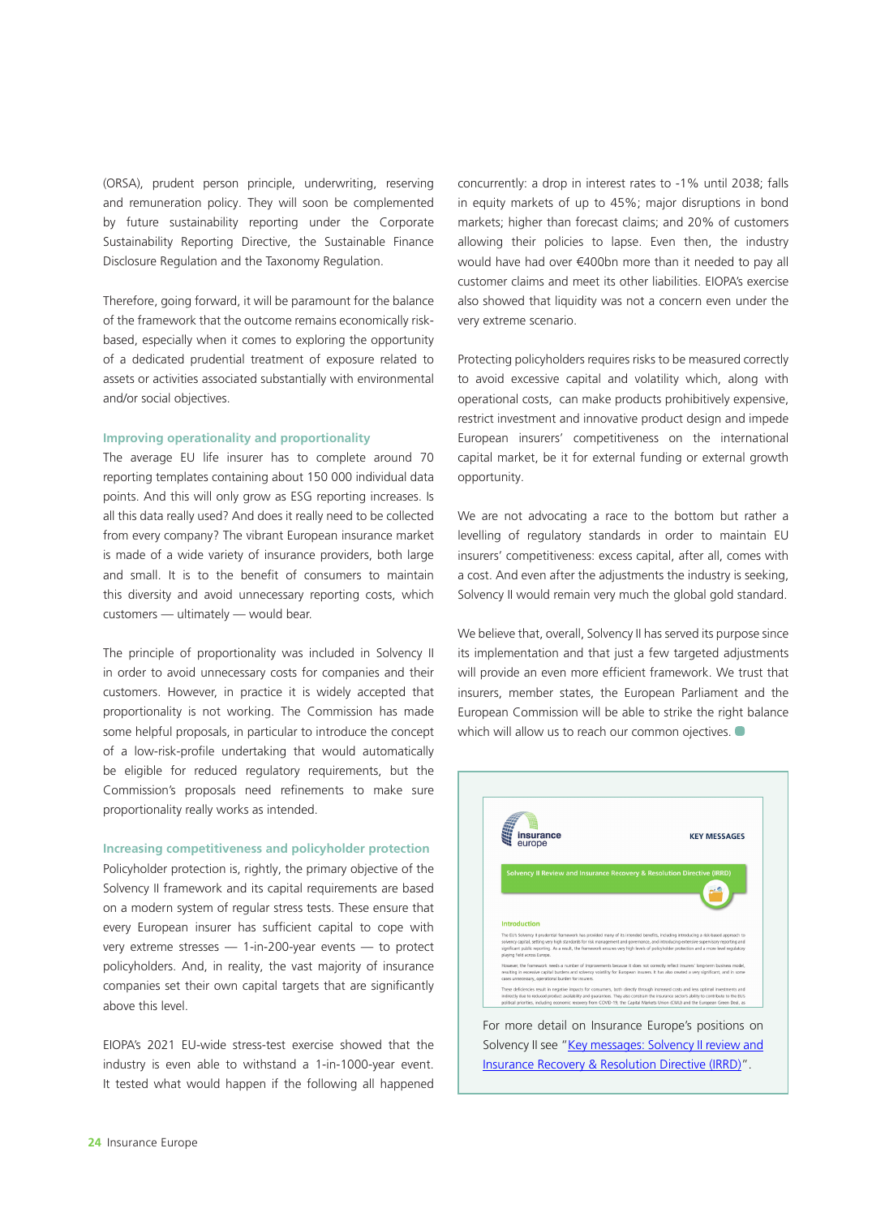(ORSA), prudent person principle, underwriting, reserving and remuneration policy. They will soon be complemented by future sustainability reporting under the Corporate Sustainability Reporting Directive, the Sustainable Finance Disclosure Regulation and the Taxonomy Regulation.

Therefore, going forward, it will be paramount for the balance of the framework that the outcome remains economically risk-based, especially when it comes to exploring the opportunity of a dedicated prudential treatment of exposure related to assets or activities associated substantially with environmental and/or social objectives.

### Improving operationality and proportionality

The average EU life insurer has to complete around 70 reporting templates containing about 150 000 individual data points. And this will only grow as ESG reporting increases. Is all this data really used? And does it really need to be collected from every company? The vibrant European insurance market is made of a wide variety of insurance providers, both large and small. It is to the benefit of consumers to maintain this diversity and avoid unnecessary reporting costs, which customers — ultimately — would bear.

The principle of proportionality was included in Solvency II in order to avoid unnecessary costs for companies and their customers. However, in practice it is widely accepted that proportionality is not working. The Commission has made some helpful proposals, in particular to introduce the concept of a low-risk-profile undertaking that would automatically be eligible for reduced regulatory requirements, but the Commission's proposals need refinements to make sure proportionality really works as intended.

### Increasing competitiveness and policyholder protection

Policyholder protection is, rightly, the primary objective of the Solvency II framework and its capital requirements are based on a modern system of regular stress tests. These ensure that every European insurer has sufficient capital to cope with very extreme stresses — 1-in-200-year events — to protect policyholders. And, in reality, the vast majority of insurance companies set their own capital targets that are significantly above this level.

EIOPA's 2021 EU-wide stress-test exercise showed that the industry is even able to withstand a 1-in-1000-year event. It tested what would happen if the following all happened concurrently: a drop in interest rates to -1% until 2038; falls in equity markets of up to 45%; major disruptions in bond markets; higher than forecast claims; and 20% of customers allowing their policies to lapse. Even then, the industry would have had over €400bn more than it needed to pay all customer claims and meet its other liabilities. EIOPA's exercise also showed that liquidity was not a concern even under the very extreme scenario.

Protecting policyholders requires risks to be measured correctly to avoid excessive capital and volatility which, along with operational costs, can make products prohibitively expensive, restrict investment and innovative product design and impede European insurers' competitiveness on the international capital market, be it for external funding or external growth opportunity.

We are not advocating a race to the bottom but rather a levelling of regulatory standards in order to maintain EU insurers' competitiveness: excess capital, after all, comes with a cost. And even after the adjustments the industry is seeking, Solvency II would remain very much the global gold standard.

We believe that, overall, Solvency II has served its purpose since its implementation and that just a few targeted adjustments will provide an even more efficient framework. We trust that insurers, member states, the European Parliament and the European Commission will be able to strike the right balance which will allow us to reach our common ojectives.

For more detail on Insurance Europe's positions on Solvency II see "[Key messages: Solvency II review and Insurance Recovery & Resolution Directive (IRRD)]".